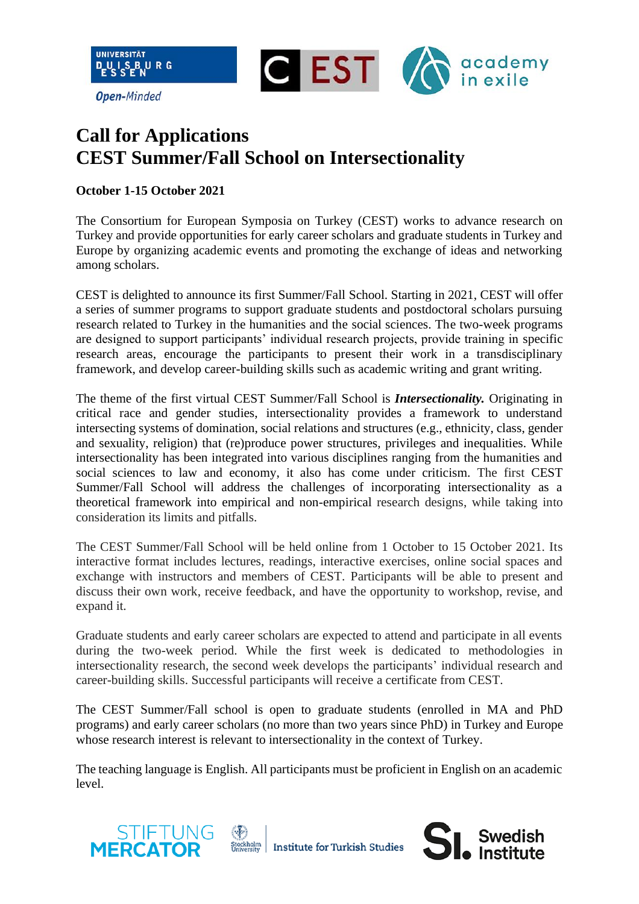# Call for Applications
# CEST Summer/Fall School on Intersectionality

**October 1-15 October 2021**

The Consortium for European Symposia on Turkey (CEST) works to advance research on Turkey and provide opportunities for early career scholars and graduate students in Turkey and Europe by organizing academic events and promoting the exchange of ideas and networking among scholars.

CEST is delighted to announce its first Summer/Fall School. Starting in 2021, CEST will offer a series of summer programs to support graduate students and postdoctoral scholars pursuing research related to Turkey in the humanities and the social sciences. The two-week programs are designed to support participants' individual research projects, provide training in specific research areas, encourage the participants to present their work in a transdisciplinary framework, and develop career-building skills such as academic writing and grant writing.

The theme of the first virtual CEST Summer/Fall School is ***Intersectionality.*** Originating in critical race and gender studies, intersectionality provides a framework to understand intersecting systems of domination, social relations and structures (e.g., ethnicity, class, gender and sexuality, religion) that (re)produce power structures, privileges and inequalities. While intersectionality has been integrated into various disciplines ranging from the humanities and social sciences to law and economy, it also has come under criticism. The first CEST Summer/Fall School will address the challenges of incorporating intersectionality as a theoretical framework into empirical and non-empirical research designs, while taking into consideration its limits and pitfalls.

The CEST Summer/Fall School will be held online from 1 October to 15 October 2021. Its interactive format includes lectures, readings, interactive exercises, online social spaces and exchange with instructors and members of CEST. Participants will be able to present and discuss their own work, receive feedback, and have the opportunity to workshop, revise, and expand it.

Graduate students and early career scholars are expected to attend and participate in all events during the two-week period. While the first week is dedicated to methodologies in intersectionality research, the second week develops the participants' individual research and career-building skills. Successful participants will receive a certificate from CEST.

The CEST Summer/Fall school is open to graduate students (enrolled in MA and PhD programs) and early career scholars (no more than two years since PhD) in Turkey and Europe whose research interest is relevant to intersectionality in the context of Turkey.

The teaching language is English. All participants must be proficient in English on an academic level.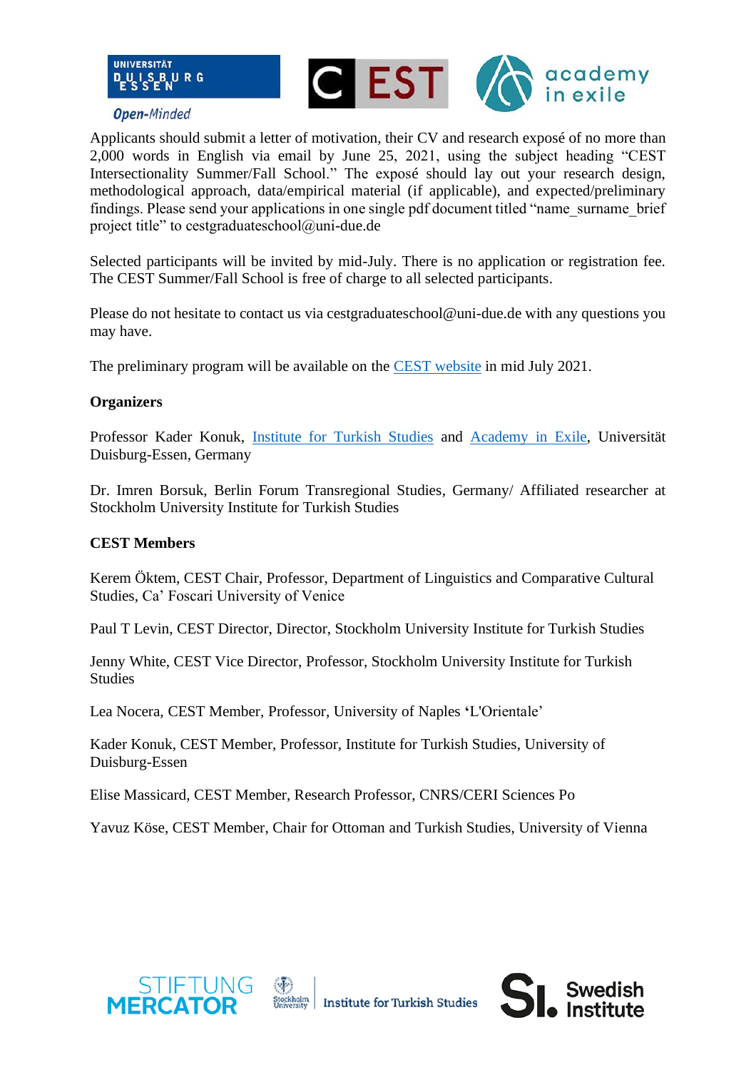Applicants should submit a letter of motivation, their CV and research exposé of no more than 2,000 words in English via email by June 25, 2021, using the subject heading "CEST Intersectionality Summer/Fall School." The exposé should lay out your research design, methodological approach, data/empirical material (if applicable), and expected/preliminary findings. Please send your applications in one single pdf document titled "name_surname_brief project title" to cestgraduateschool@uni-due.de

Selected participants will be invited by mid-July. There is no application or registration fee. The CEST Summer/Fall School is free of charge to all selected participants.

Please do not hesitate to contact us via cestgraduateschool@uni-due.de with any questions you may have.

The preliminary program will be available on the CEST website in mid July 2021.

**Organizers**

Professor Kader Konuk, Institute for Turkish Studies and Academy in Exile, Universität Duisburg-Essen, Germany

Dr. Imren Borsuk, Berlin Forum Transregional Studies, Germany/ Affiliated researcher at Stockholm University Institute for Turkish Studies

**CEST Members**

Kerem Öktem, CEST Chair, Professor, Department of Linguistics and Comparative Cultural Studies, Ca' Foscari University of Venice

Paul T Levin, CEST Director, Director, Stockholm University Institute for Turkish Studies

Jenny White, CEST Vice Director, Professor, Stockholm University Institute for Turkish Studies

Lea Nocera, CEST Member, Professor, University of Naples 'L'Orientale'

Kader Konuk, CEST Member, Professor, Institute for Turkish Studies, University of Duisburg-Essen

Elise Massicard, CEST Member, Research Professor, CNRS/CERI Sciences Po

Yavuz Köse, CEST Member, Chair for Ottoman and Turkish Studies, University of Vienna